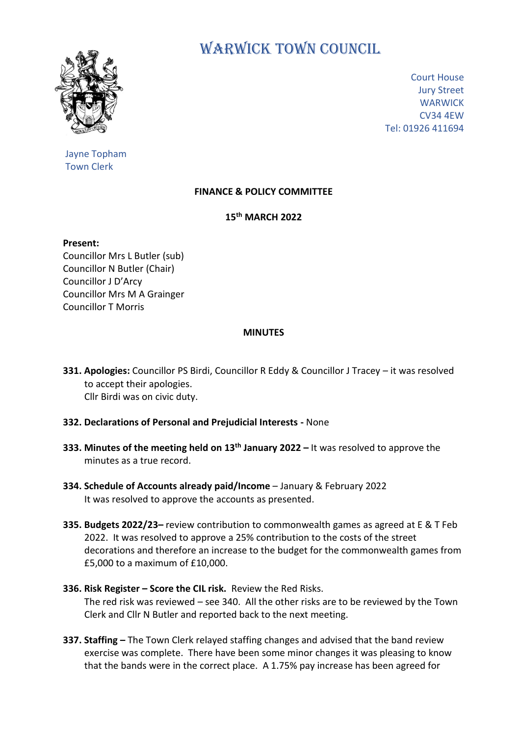# WARWICK TOWN COUNCIL

Court House
Jury Street
WARWICK
CV34 4EW
Tel: 01926 411694

Jayne Topham
Town Clerk

**FINANCE & POLICY COMMITTEE**

**15th MARCH 2022**

**Present:**
Councillor Mrs L Butler (sub)
Councillor N Butler (Chair)
Councillor J D'Arcy
Councillor Mrs M A Grainger
Councillor T Morris

**MINUTES**

**331. Apologies:** Councillor PS Birdi, Councillor R Eddy & Councillor J Tracey – it was resolved to accept their apologies.
Cllr Birdi was on civic duty.

**332. Declarations of Personal and Prejudicial Interests -** None

**333. Minutes of the meeting held on 13th January 2022 –** It was resolved to approve the minutes as a true record.

**334. Schedule of Accounts already paid/Income** – January & February 2022
It was resolved to approve the accounts as presented.

**335. Budgets 2022/23–** review contribution to commonwealth games as agreed at E & T Feb 2022. It was resolved to approve a 25% contribution to the costs of the street decorations and therefore an increase to the budget for the commonwealth games from £5,000 to a maximum of £10,000.

**336. Risk Register – Score the CIL risk.** Review the Red Risks.
The red risk was reviewed – see 340. All the other risks are to be reviewed by the Town Clerk and Cllr N Butler and reported back to the next meeting.

**337. Staffing –** The Town Clerk relayed staffing changes and advised that the band review exercise was complete. There have been some minor changes it was pleasing to know that the bands were in the correct place. A 1.75% pay increase has been agreed for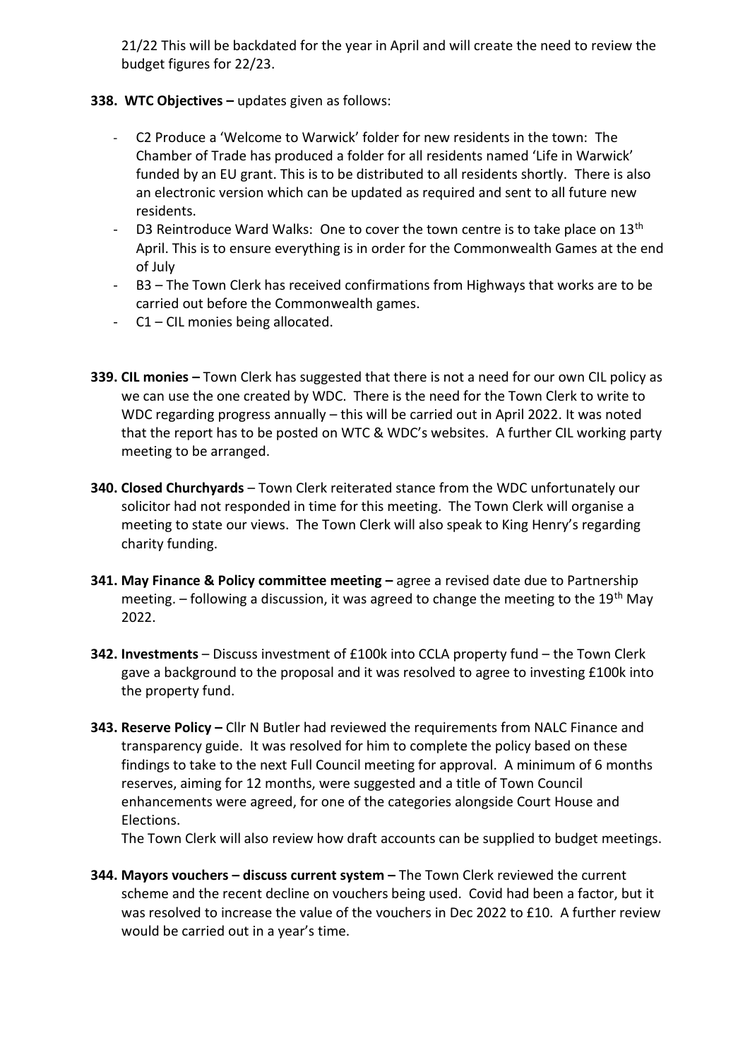21/22 This will be backdated for the year in April and will create the need to review the budget figures for 22/23.

**338. WTC Objectives –** updates given as follows:

- C2 Produce a 'Welcome to Warwick' folder for new residents in the town: The Chamber of Trade has produced a folder for all residents named 'Life in Warwick' funded by an EU grant. This is to be distributed to all residents shortly. There is also an electronic version which can be updated as required and sent to all future new residents.
- D3 Reintroduce Ward Walks: One to cover the town centre is to take place on 13th April. This is to ensure everything is in order for the Commonwealth Games at the end of July
- B3 – The Town Clerk has received confirmations from Highways that works are to be carried out before the Commonwealth games.
- C1 – CIL monies being allocated.

**339. CIL monies –** Town Clerk has suggested that there is not a need for our own CIL policy as we can use the one created by WDC. There is the need for the Town Clerk to write to WDC regarding progress annually – this will be carried out in April 2022. It was noted that the report has to be posted on WTC & WDC's websites. A further CIL working party meeting to be arranged.

**340. Closed Churchyards** – Town Clerk reiterated stance from the WDC unfortunately our solicitor had not responded in time for this meeting. The Town Clerk will organise a meeting to state our views. The Town Clerk will also speak to King Henry's regarding charity funding.

**341. May Finance & Policy committee meeting –** agree a revised date due to Partnership meeting. – following a discussion, it was agreed to change the meeting to the 19th May 2022.

**342. Investments** – Discuss investment of £100k into CCLA property fund – the Town Clerk gave a background to the proposal and it was resolved to agree to investing £100k into the property fund.

**343. Reserve Policy –** Cllr N Butler had reviewed the requirements from NALC Finance and transparency guide. It was resolved for him to complete the policy based on these findings to take to the next Full Council meeting for approval. A minimum of 6 months reserves, aiming for 12 months, were suggested and a title of Town Council enhancements were agreed, for one of the categories alongside Court House and Elections.

The Town Clerk will also review how draft accounts can be supplied to budget meetings.

**344. Mayors vouchers – discuss current system –** The Town Clerk reviewed the current scheme and the recent decline on vouchers being used. Covid had been a factor, but it was resolved to increase the value of the vouchers in Dec 2022 to £10. A further review would be carried out in a year's time.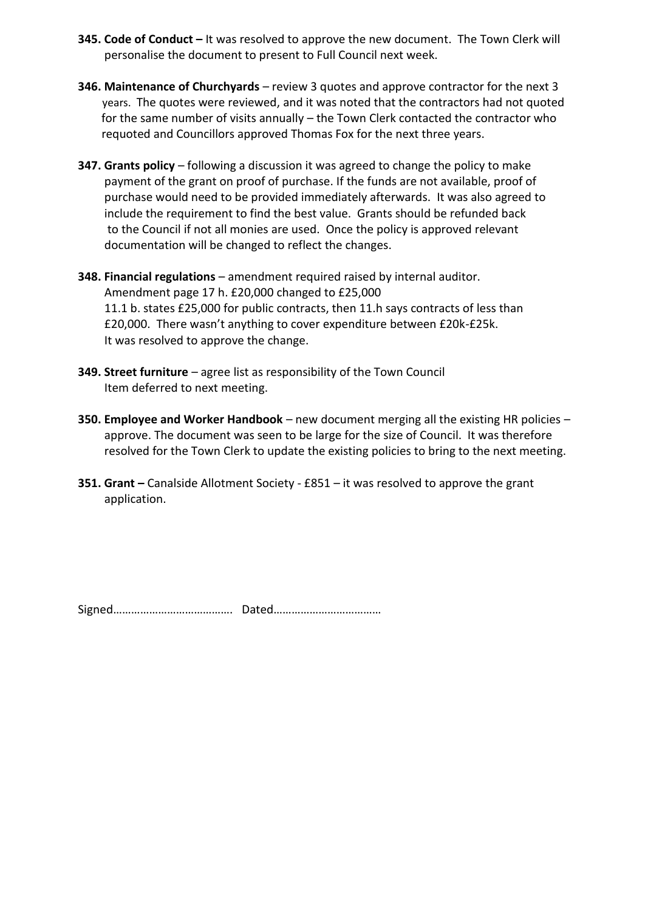**345. Code of Conduct –** It was resolved to approve the new document. The Town Clerk will personalise the document to present to Full Council next week.

**346. Maintenance of Churchyards** – review 3 quotes and approve contractor for the next 3 years. The quotes were reviewed, and it was noted that the contractors had not quoted for the same number of visits annually – the Town Clerk contacted the contractor who requoted and Councillors approved Thomas Fox for the next three years.

**347. Grants policy** – following a discussion it was agreed to change the policy to make payment of the grant on proof of purchase. If the funds are not available, proof of purchase would need to be provided immediately afterwards. It was also agreed to include the requirement to find the best value. Grants should be refunded back to the Council if not all monies are used. Once the policy is approved relevant documentation will be changed to reflect the changes.

**348. Financial regulations** – amendment required raised by internal auditor.
Amendment page 17 h. £20,000 changed to £25,000
11.1 b. states £25,000 for public contracts, then 11.h says contracts of less than £20,000. There wasn't anything to cover expenditure between £20k-£25k.
It was resolved to approve the change.

**349. Street furniture** – agree list as responsibility of the Town Council
Item deferred to next meeting.

**350. Employee and Worker Handbook** – new document merging all the existing HR policies – approve. The document was seen to be large for the size of Council. It was therefore resolved for the Town Clerk to update the existing policies to bring to the next meeting.

**351. Grant –** Canalside Allotment Society - £851 – it was resolved to approve the grant application.

Signed…………………………………. Dated………………………………